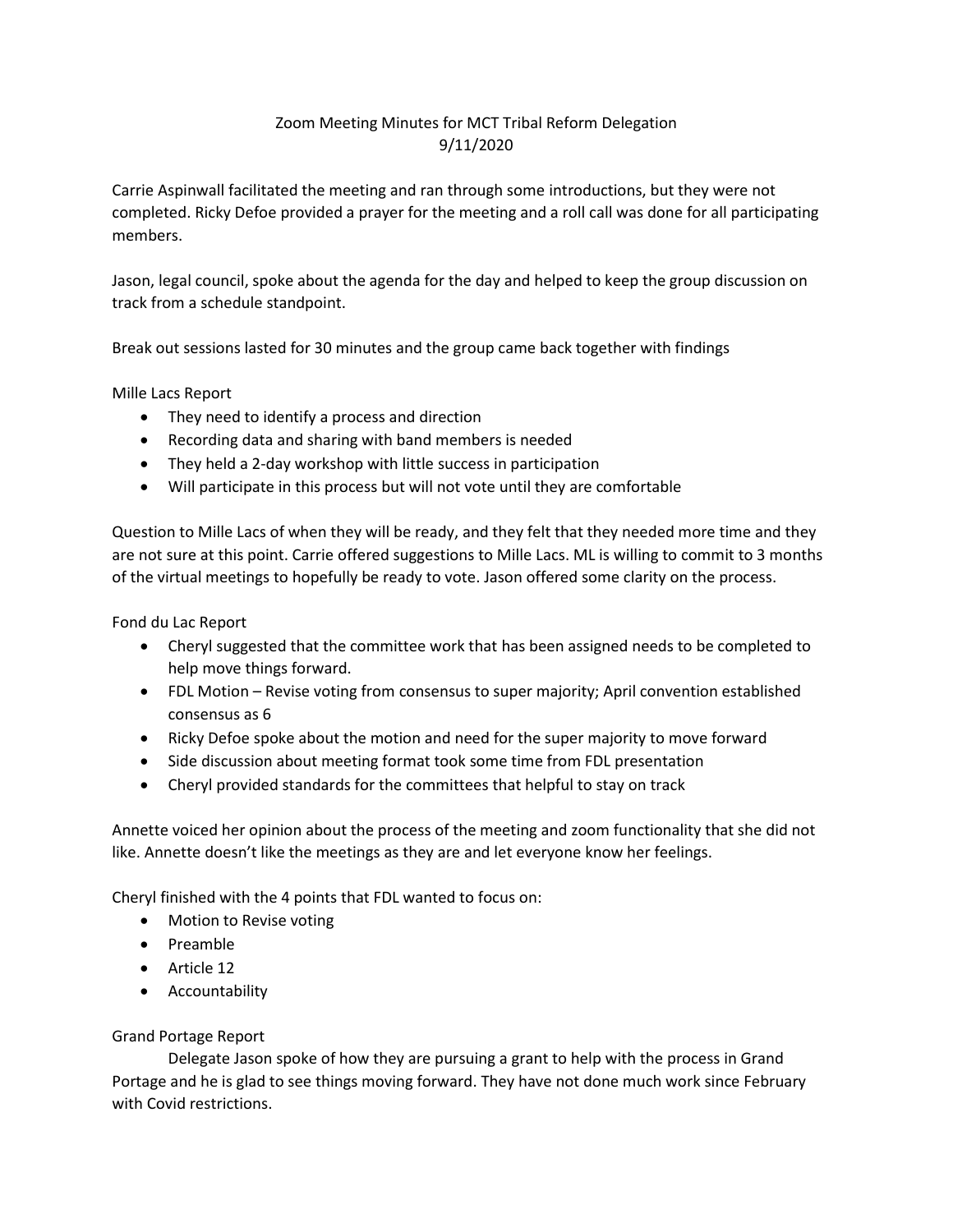# Zoom Meeting Minutes for MCT Tribal Reform Delegation
9/11/2020

Carrie Aspinwall facilitated the meeting and ran through some introductions, but they were not completed. Ricky Defoe provided a prayer for the meeting and a roll call was done for all participating members.

Jason, legal council, spoke about the agenda for the day and helped to keep the group discussion on track from a schedule standpoint.

Break out sessions lasted for 30 minutes and the group came back together with findings

Mille Lacs Report

- They need to identify a process and direction
- Recording data and sharing with band members is needed
- They held a 2-day workshop with little success in participation
- Will participate in this process but will not vote until they are comfortable

Question to Mille Lacs of when they will be ready, and they felt that they needed more time and they are not sure at this point. Carrie offered suggestions to Mille Lacs. ML is willing to commit to 3 months of the virtual meetings to hopefully be ready to vote. Jason offered some clarity on the process.

Fond du Lac Report

- Cheryl suggested that the committee work that has been assigned needs to be completed to help move things forward.
- FDL Motion – Revise voting from consensus to super majority; April convention established consensus as 6
- Ricky Defoe spoke about the motion and need for the super majority to move forward
- Side discussion about meeting format took some time from FDL presentation
- Cheryl provided standards for the committees that helpful to stay on track

Annette voiced her opinion about the process of the meeting and zoom functionality that she did not like. Annette doesn't like the meetings as they are and let everyone know her feelings.

Cheryl finished with the 4 points that FDL wanted to focus on:

- Motion to Revise voting
- Preamble
- Article 12
- Accountability

Grand Portage Report

Delegate Jason spoke of how they are pursuing a grant to help with the process in Grand Portage and he is glad to see things moving forward. They have not done much work since February with Covid restrictions.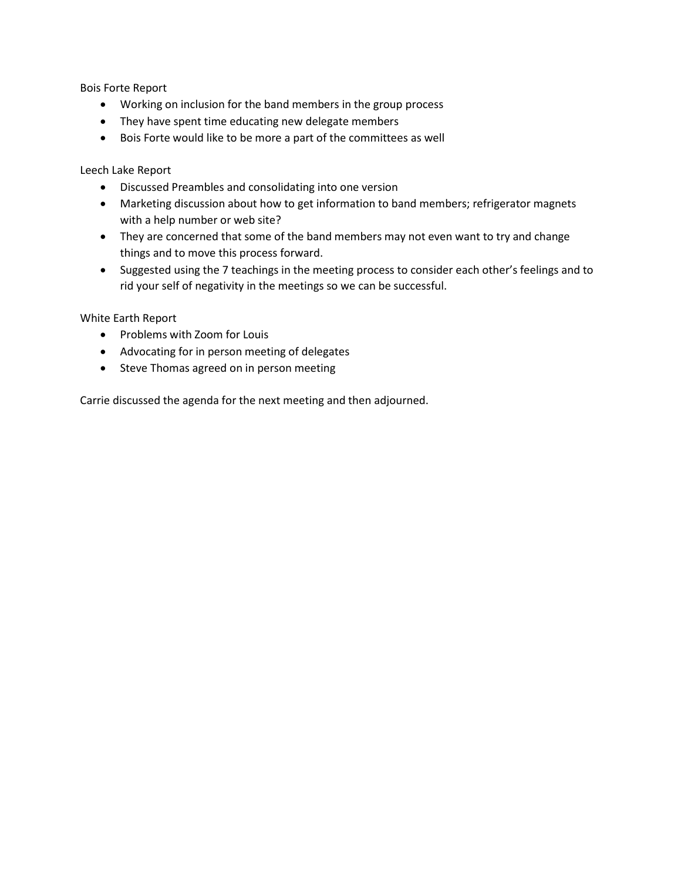Bois Forte Report

- Working on inclusion for the band members in the group process
- They have spent time educating new delegate members
- Bois Forte would like to be more a part of the committees as well

Leech Lake Report

- Discussed Preambles and consolidating into one version
- Marketing discussion about how to get information to band members; refrigerator magnets with a help number or web site?
- They are concerned that some of the band members may not even want to try and change things and to move this process forward.
- Suggested using the 7 teachings in the meeting process to consider each other's feelings and to rid your self of negativity in the meetings so we can be successful.

White Earth Report

- Problems with Zoom for Louis
- Advocating for in person meeting of delegates
- Steve Thomas agreed on in person meeting

Carrie discussed the agenda for the next meeting and then adjourned.